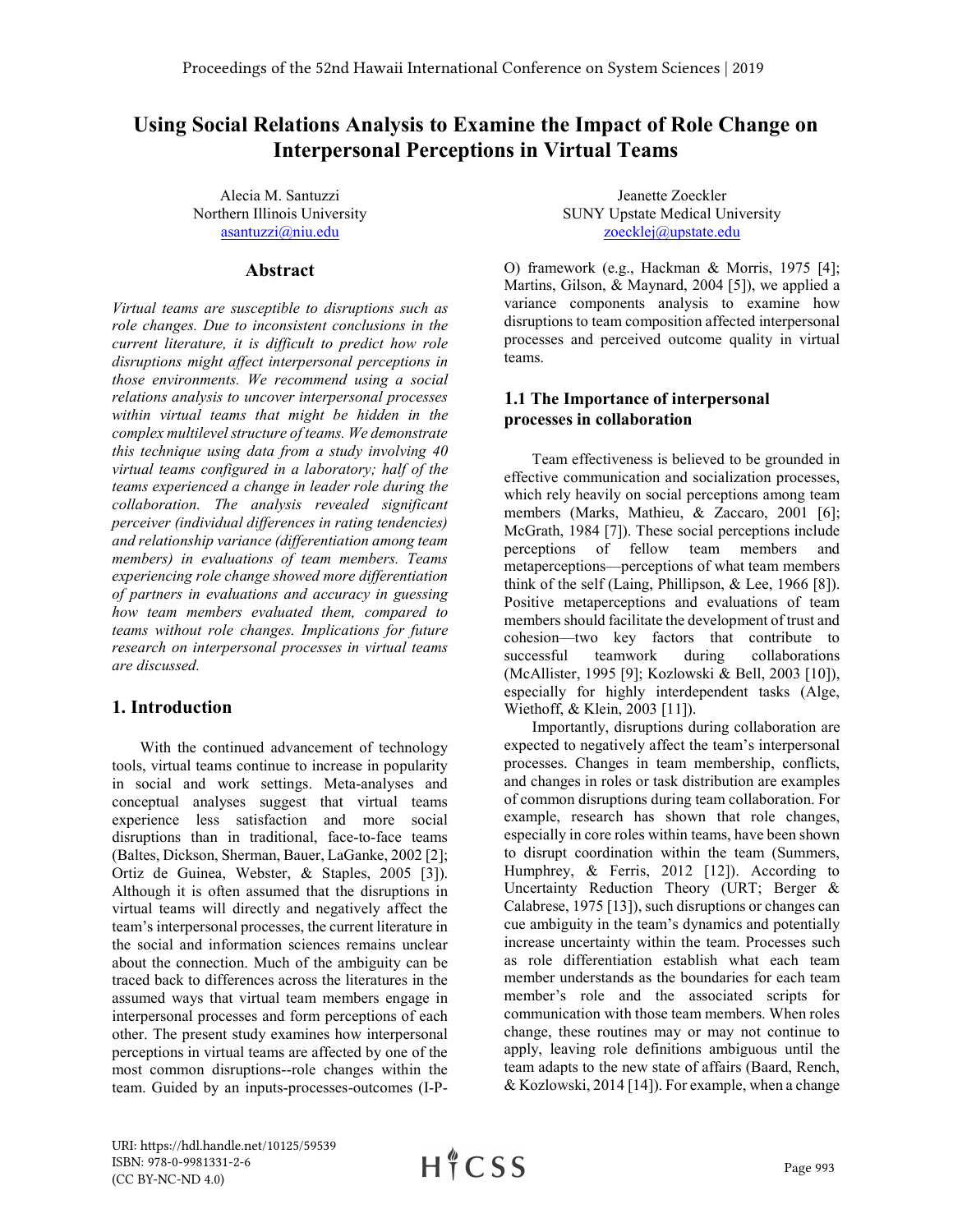# Using Social Relations Analysis to Examine the Impact of Role Change on Interpersonal Perceptions in Virtual Teams

Alecia M. Santuzzi
Northern Illinois University
asantuzzi@niu.edu

Jeanette Zoeckler
SUNY Upstate Medical University
zoecklej@upstate.edu

## Abstract

*Virtual teams are susceptible to disruptions such as role changes. Due to inconsistent conclusions in the current literature, it is difficult to predict how role disruptions might affect interpersonal perceptions in those environments. We recommend using a social relations analysis to uncover interpersonal processes within virtual teams that might be hidden in the complex multilevel structure of teams. We demonstrate this technique using data from a study involving 40 virtual teams configured in a laboratory; half of the teams experienced a change in leader role during the collaboration. The analysis revealed significant perceiver (individual differences in rating tendencies) and relationship variance (differentiation among team members) in evaluations of team members. Teams experiencing role change showed more differentiation of partners in evaluations and accuracy in guessing how team members evaluated them, compared to teams without role changes. Implications for future research on interpersonal processes in virtual teams are discussed.*

## 1. Introduction

With the continued advancement of technology tools, virtual teams continue to increase in popularity in social and work settings. Meta-analyses and conceptual analyses suggest that virtual teams experience less satisfaction and more social disruptions than in traditional, face-to-face teams (Baltes, Dickson, Sherman, Bauer, LaGanke, 2002 [2]; Ortiz de Guinea, Webster, & Staples, 2005 [3]). Although it is often assumed that the disruptions in virtual teams will directly and negatively affect the team's interpersonal processes, the current literature in the social and information sciences remains unclear about the connection. Much of the ambiguity can be traced back to differences across the literatures in the assumed ways that virtual team members engage in interpersonal processes and form perceptions of each other. The present study examines how interpersonal perceptions in virtual teams are affected by one of the most common disruptions--role changes within the team. Guided by an inputs-processes-outcomes (I-P-O) framework (e.g., Hackman & Morris, 1975 [4]; Martins, Gilson, & Maynard, 2004 [5]), we applied a variance components analysis to examine how disruptions to team composition affected interpersonal processes and perceived outcome quality in virtual teams.

### 1.1 The Importance of interpersonal processes in collaboration

Team effectiveness is believed to be grounded in effective communication and socialization processes, which rely heavily on social perceptions among team members (Marks, Mathieu, & Zaccaro, 2001 [6]; McGrath, 1984 [7]). These social perceptions include perceptions of fellow team members and metaperceptions—perceptions of what team members think of the self (Laing, Phillipson, & Lee, 1966 [8]). Positive metaperceptions and evaluations of team members should facilitate the development of trust and cohesion—two key factors that contribute to successful teamwork during collaborations (McAllister, 1995 [9]; Kozlowski & Bell, 2003 [10]), especially for highly interdependent tasks (Alge, Wiethoff, & Klein, 2003 [11]).

Importantly, disruptions during collaboration are expected to negatively affect the team's interpersonal processes. Changes in team membership, conflicts, and changes in roles or task distribution are examples of common disruptions during team collaboration. For example, research has shown that role changes, especially in core roles within teams, have been shown to disrupt coordination within the team (Summers, Humphrey, & Ferris, 2012 [12]). According to Uncertainty Reduction Theory (URT; Berger & Calabrese, 1975 [13]), such disruptions or changes can cue ambiguity in the team's dynamics and potentially increase uncertainty within the team. Processes such as role differentiation establish what each team member understands as the boundaries for each team member's role and the associated scripts for communication with those team members. When roles change, these routines may or may not continue to apply, leaving role definitions ambiguous until the team adapts to the new state of affairs (Baard, Rench, & Kozlowski, 2014 [14]). For example, when a change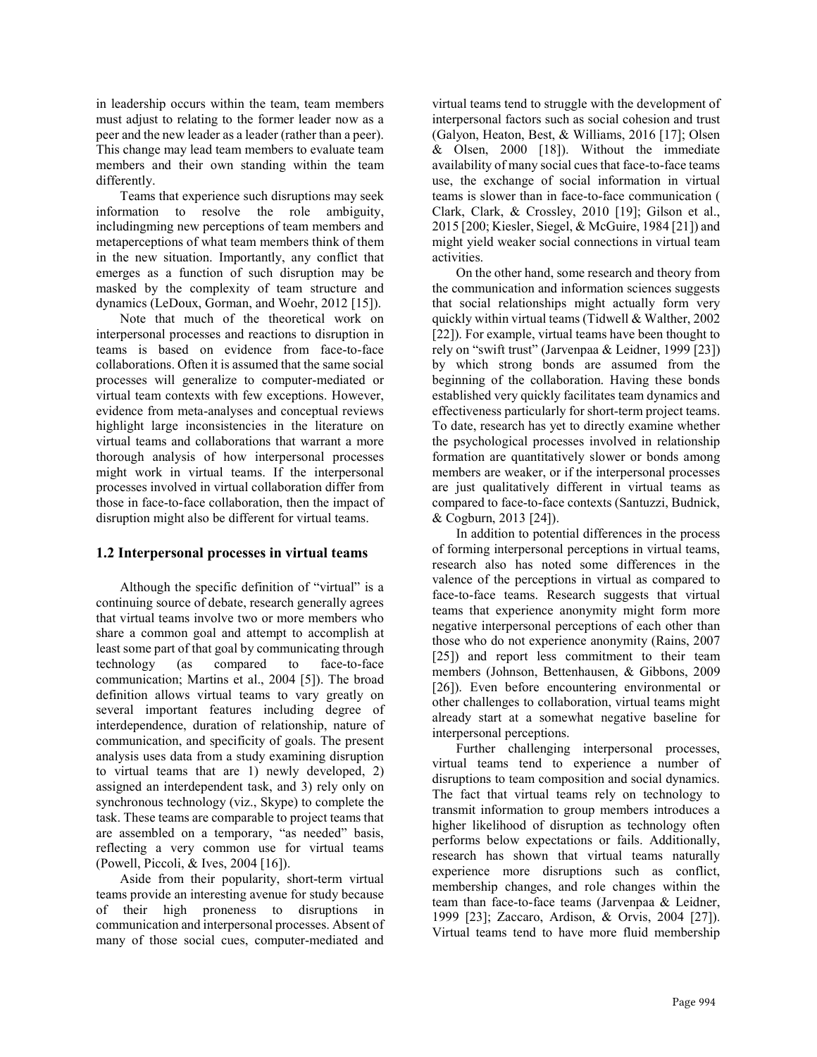in leadership occurs within the team, team members must adjust to relating to the former leader now as a peer and the new leader as a leader (rather than a peer). This change may lead team members to evaluate team members and their own standing within the team differently.

Teams that experience such disruptions may seek information to resolve the role ambiguity, includingming new perceptions of team members and metaperceptions of what team members think of them in the new situation. Importantly, any conflict that emerges as a function of such disruption may be masked by the complexity of team structure and dynamics (LeDoux, Gorman, and Woehr, 2012 [15]).

Note that much of the theoretical work on interpersonal processes and reactions to disruption in teams is based on evidence from face-to-face collaborations. Often it is assumed that the same social processes will generalize to computer-mediated or virtual team contexts with few exceptions. However, evidence from meta-analyses and conceptual reviews highlight large inconsistencies in the literature on virtual teams and collaborations that warrant a more thorough analysis of how interpersonal processes might work in virtual teams. If the interpersonal processes involved in virtual collaboration differ from those in face-to-face collaboration, then the impact of disruption might also be different for virtual teams.

## 1.2 Interpersonal processes in virtual teams

Although the specific definition of "virtual" is a continuing source of debate, research generally agrees that virtual teams involve two or more members who share a common goal and attempt to accomplish at least some part of that goal by communicating through technology (as compared to face-to-face communication; Martins et al., 2004 [5]). The broad definition allows virtual teams to vary greatly on several important features including degree of interdependence, duration of relationship, nature of communication, and specificity of goals. The present analysis uses data from a study examining disruption to virtual teams that are 1) newly developed, 2) assigned an interdependent task, and 3) rely only on synchronous technology (viz., Skype) to complete the task. These teams are comparable to project teams that are assembled on a temporary, "as needed" basis, reflecting a very common use for virtual teams (Powell, Piccoli, & Ives, 2004 [16]).

Aside from their popularity, short-term virtual teams provide an interesting avenue for study because of their high proneness to disruptions in communication and interpersonal processes. Absent of many of those social cues, computer-mediated and virtual teams tend to struggle with the development of interpersonal factors such as social cohesion and trust (Galyon, Heaton, Best, & Williams, 2016 [17]; Olsen & Olsen, 2000 [18]). Without the immediate availability of many social cues that face-to-face teams use, the exchange of social information in virtual teams is slower than in face-to-face communication ( Clark, Clark, & Crossley, 2010 [19]; Gilson et al., 2015 [200; Kiesler, Siegel, & McGuire, 1984 [21]) and might yield weaker social connections in virtual team activities.

On the other hand, some research and theory from the communication and information sciences suggests that social relationships might actually form very quickly within virtual teams (Tidwell & Walther, 2002 [22]). For example, virtual teams have been thought to rely on "swift trust" (Jarvenpaa & Leidner, 1999 [23]) by which strong bonds are assumed from the beginning of the collaboration. Having these bonds established very quickly facilitates team dynamics and effectiveness particularly for short-term project teams. To date, research has yet to directly examine whether the psychological processes involved in relationship formation are quantitatively slower or bonds among members are weaker, or if the interpersonal processes are just qualitatively different in virtual teams as compared to face-to-face contexts (Santuzzi, Budnick, & Cogburn, 2013 [24]).

In addition to potential differences in the process of forming interpersonal perceptions in virtual teams, research also has noted some differences in the valence of the perceptions in virtual as compared to face-to-face teams. Research suggests that virtual teams that experience anonymity might form more negative interpersonal perceptions of each other than those who do not experience anonymity (Rains, 2007 [25]) and report less commitment to their team members (Johnson, Bettenhausen, & Gibbons, 2009 [26]). Even before encountering environmental or other challenges to collaboration, virtual teams might already start at a somewhat negative baseline for interpersonal perceptions.

Further challenging interpersonal processes, virtual teams tend to experience a number of disruptions to team composition and social dynamics. The fact that virtual teams rely on technology to transmit information to group members introduces a higher likelihood of disruption as technology often performs below expectations or fails. Additionally, research has shown that virtual teams naturally experience more disruptions such as conflict, membership changes, and role changes within the team than face-to-face teams (Jarvenpaa & Leidner, 1999 [23]; Zaccaro, Ardison, & Orvis, 2004 [27]). Virtual teams tend to have more fluid membership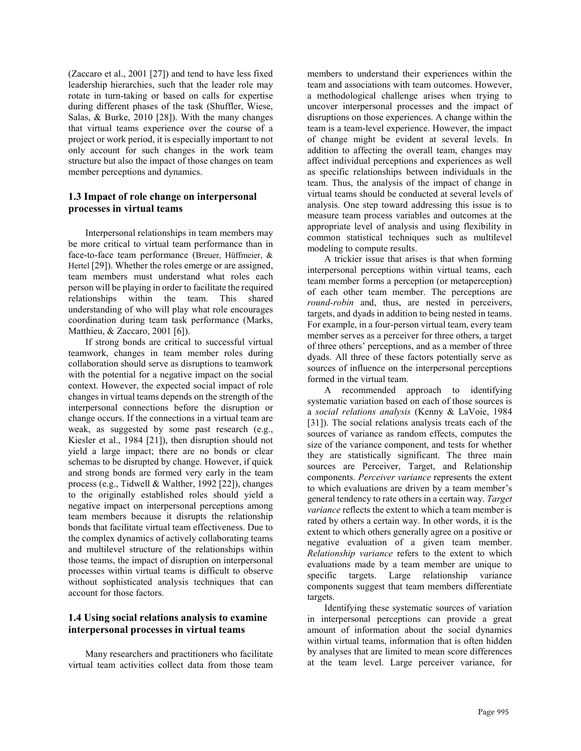(Zaccaro et al., 2001 [27]) and tend to have less fixed leadership hierarchies, such that the leader role may rotate in turn-taking or based on calls for expertise during different phases of the task (Shuffler, Wiese, Salas, & Burke, 2010 [28]). With the many changes that virtual teams experience over the course of a project or work period, it is especially important to not only account for such changes in the work team structure but also the impact of those changes on team member perceptions and dynamics.

### 1.3 Impact of role change on interpersonal processes in virtual teams

Interpersonal relationships in team members may be more critical to virtual team performance than in face-to-face team performance (Breuer, Hüffmeier, & Hertel [29]). Whether the roles emerge or are assigned, team members must understand what roles each person will be playing in order to facilitate the required relationships within the team. This shared understanding of who will play what role encourages coordination during team task performance (Marks, Matthieu, & Zaccaro, 2001 [6]).

If strong bonds are critical to successful virtual teamwork, changes in team member roles during collaboration should serve as disruptions to teamwork with the potential for a negative impact on the social context. However, the expected social impact of role changes in virtual teams depends on the strength of the interpersonal connections before the disruption or change occurs. If the connections in a virtual team are weak, as suggested by some past research (e.g., Kiesler et al., 1984 [21]), then disruption should not yield a large impact; there are no bonds or clear schemas to be disrupted by change. However, if quick and strong bonds are formed very early in the team process (e.g., Tidwell & Walther, 1992 [22]), changes to the originally established roles should yield a negative impact on interpersonal perceptions among team members because it disrupts the relationship bonds that facilitate virtual team effectiveness. Due to the complex dynamics of actively collaborating teams and multilevel structure of the relationships within those teams, the impact of disruption on interpersonal processes within virtual teams is difficult to observe without sophisticated analysis techniques that can account for those factors.

### 1.4 Using social relations analysis to examine interpersonal processes in virtual teams

Many researchers and practitioners who facilitate virtual team activities collect data from those team members to understand their experiences within the team and associations with team outcomes. However, a methodological challenge arises when trying to uncover interpersonal processes and the impact of disruptions on those experiences. A change within the team is a team-level experience. However, the impact of change might be evident at several levels. In addition to affecting the overall team, changes may affect individual perceptions and experiences as well as specific relationships between individuals in the team. Thus, the analysis of the impact of change in virtual teams should be conducted at several levels of analysis. One step toward addressing this issue is to measure team process variables and outcomes at the appropriate level of analysis and using flexibility in common statistical techniques such as multilevel modeling to compute results.

A trickier issue that arises is that when forming interpersonal perceptions within virtual teams, each team member forms a perception (or metaperception) of each other team member. The perceptions are *round-robin* and, thus, are nested in perceivers, targets, and dyads in addition to being nested in teams. For example, in a four-person virtual team, every team member serves as a perceiver for three others, a target of three others' perceptions, and as a member of three dyads. All three of these factors potentially serve as sources of influence on the interpersonal perceptions formed in the virtual team.

A recommended approach to identifying systematic variation based on each of those sources is a *social relations analysis* (Kenny & LaVoie, 1984 [31]). The social relations analysis treats each of the sources of variance as random effects, computes the size of the variance component, and tests for whether they are statistically significant. The three main sources are Perceiver, Target, and Relationship components. *Perceiver variance* represents the extent to which evaluations are driven by a team member's general tendency to rate others in a certain way. *Target variance* reflects the extent to which a team member is rated by others a certain way. In other words, it is the extent to which others generally agree on a positive or negative evaluation of a given team member. *Relationship variance* refers to the extent to which evaluations made by a team member are unique to specific targets. Large relationship variance components suggest that team members differentiate targets.

Identifying these systematic sources of variation in interpersonal perceptions can provide a great amount of information about the social dynamics within virtual teams, information that is often hidden by analyses that are limited to mean score differences at the team level. Large perceiver variance, for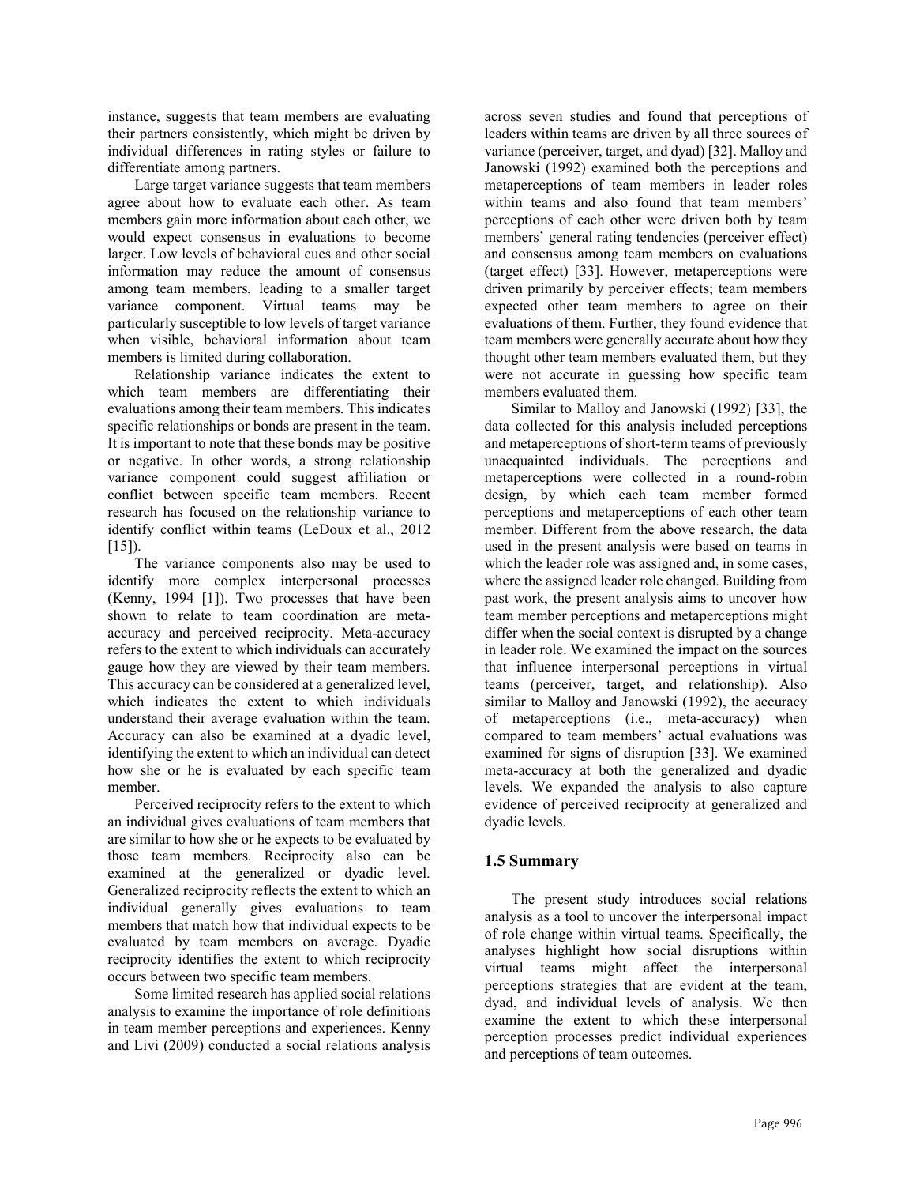instance, suggests that team members are evaluating their partners consistently, which might be driven by individual differences in rating styles or failure to differentiate among partners.

Large target variance suggests that team members agree about how to evaluate each other. As team members gain more information about each other, we would expect consensus in evaluations to become larger. Low levels of behavioral cues and other social information may reduce the amount of consensus among team members, leading to a smaller target variance component. Virtual teams may be particularly susceptible to low levels of target variance when visible, behavioral information about team members is limited during collaboration.

Relationship variance indicates the extent to which team members are differentiating their evaluations among their team members. This indicates specific relationships or bonds are present in the team. It is important to note that these bonds may be positive or negative. In other words, a strong relationship variance component could suggest affiliation or conflict between specific team members. Recent research has focused on the relationship variance to identify conflict within teams (LeDoux et al., 2012 [15]).

The variance components also may be used to identify more complex interpersonal processes (Kenny, 1994 [1]). Two processes that have been shown to relate to team coordination are meta-accuracy and perceived reciprocity. Meta-accuracy refers to the extent to which individuals can accurately gauge how they are viewed by their team members. This accuracy can be considered at a generalized level, which indicates the extent to which individuals understand their average evaluation within the team. Accuracy can also be examined at a dyadic level, identifying the extent to which an individual can detect how she or he is evaluated by each specific team member.

Perceived reciprocity refers to the extent to which an individual gives evaluations of team members that are similar to how she or he expects to be evaluated by those team members. Reciprocity also can be examined at the generalized or dyadic level. Generalized reciprocity reflects the extent to which an individual generally gives evaluations to team members that match how that individual expects to be evaluated by team members on average. Dyadic reciprocity identifies the extent to which reciprocity occurs between two specific team members.

Some limited research has applied social relations analysis to examine the importance of role definitions in team member perceptions and experiences. Kenny and Livi (2009) conducted a social relations analysis across seven studies and found that perceptions of leaders within teams are driven by all three sources of variance (perceiver, target, and dyad) [32]. Malloy and Janowski (1992) examined both the perceptions and metaperceptions of team members in leader roles within teams and also found that team members' perceptions of each other were driven both by team members' general rating tendencies (perceiver effect) and consensus among team members on evaluations (target effect) [33]. However, metaperceptions were driven primarily by perceiver effects; team members expected other team members to agree on their evaluations of them. Further, they found evidence that team members were generally accurate about how they thought other team members evaluated them, but they were not accurate in guessing how specific team members evaluated them.

Similar to Malloy and Janowski (1992) [33], the data collected for this analysis included perceptions and metaperceptions of short-term teams of previously unacquainted individuals. The perceptions and metaperceptions were collected in a round-robin design, by which each team member formed perceptions and metaperceptions of each other team member. Different from the above research, the data used in the present analysis were based on teams in which the leader role was assigned and, in some cases, where the assigned leader role changed. Building from past work, the present analysis aims to uncover how team member perceptions and metaperceptions might differ when the social context is disrupted by a change in leader role. We examined the impact on the sources that influence interpersonal perceptions in virtual teams (perceiver, target, and relationship). Also similar to Malloy and Janowski (1992), the accuracy of metaperceptions (i.e., meta-accuracy) when compared to team members' actual evaluations was examined for signs of disruption [33]. We examined meta-accuracy at both the generalized and dyadic levels. We expanded the analysis to also capture evidence of perceived reciprocity at generalized and dyadic levels.

### 1.5 Summary

The present study introduces social relations analysis as a tool to uncover the interpersonal impact of role change within virtual teams. Specifically, the analyses highlight how social disruptions within virtual teams might affect the interpersonal perceptions strategies that are evident at the team, dyad, and individual levels of analysis. We then examine the extent to which these interpersonal perception processes predict individual experiences and perceptions of team outcomes.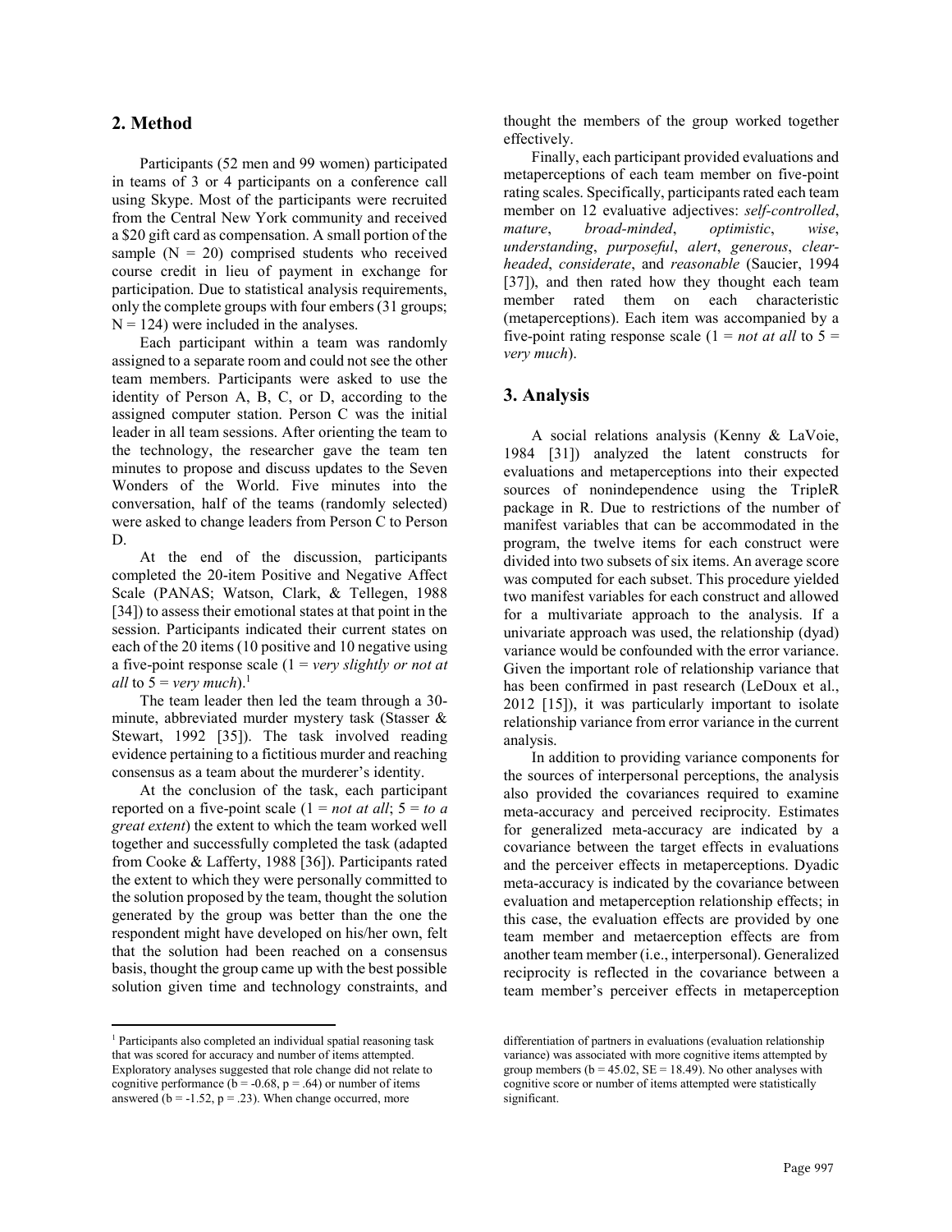## 2. Method

Participants (52 men and 99 women) participated in teams of 3 or 4 participants on a conference call using Skype. Most of the participants were recruited from the Central New York community and received a $20 gift card as compensation. A small portion of the sample ($N = 20$) comprised students who received course credit in lieu of payment in exchange for participation. Due to statistical analysis requirements, only the complete groups with four embers (31 groups; $N = 124$) were included in the analyses.

Each participant within a team was randomly assigned to a separate room and could not see the other team members. Participants were asked to use the identity of Person A, B, C, or D, according to the assigned computer station. Person C was the initial leader in all team sessions. After orienting the team to the technology, the researcher gave the team ten minutes to propose and discuss updates to the Seven Wonders of the World. Five minutes into the conversation, half of the teams (randomly selected) were asked to change leaders from Person C to Person D.

At the end of the discussion, participants completed the 20-item Positive and Negative Affect Scale (PANAS; Watson, Clark, & Tellegen, 1988 [34]) to assess their emotional states at that point in the session. Participants indicated their current states on each of the 20 items (10 positive and 10 negative using a five-point response scale (1 = *very slightly or not at all* to 5 = *very much*).[1]

The team leader then led the team through a 30-minute, abbreviated murder mystery task (Stasser & Stewart, 1992 [35]). The task involved reading evidence pertaining to a fictitious murder and reaching consensus as a team about the murderer's identity.

At the conclusion of the task, each participant reported on a five-point scale (1 = *not at all*; 5 = *to a great extent*) the extent to which the team worked well together and successfully completed the task (adapted from Cooke & Lafferty, 1988 [36]). Participants rated the extent to which they were personally committed to the solution proposed by the team, thought the solution generated by the group was better than the one the respondent might have developed on his/her own, felt that the solution had been reached on a consensus basis, thought the group came up with the best possible solution given time and technology constraints, and thought the members of the group worked together effectively.

Finally, each participant provided evaluations and metaperceptions of each team member on five-point rating scales. Specifically, participants rated each team member on 12 evaluative adjectives: *self-controlled*, *mature*, *broad-minded*, *optimistic*, *wise*, *understanding*, *purposeful*, *alert*, *generous*, *clear-headed*, *considerate*, and *reasonable* (Saucier, 1994 [37]), and then rated how they thought each team member rated them on each characteristic (metaperceptions). Each item was accompanied by a five-point rating response scale (1 = *not at all* to 5 = *very much*).

## 3. Analysis

A social relations analysis (Kenny & LaVoie, 1984 [31]) analyzed the latent constructs for evaluations and metaperceptions into their expected sources of nonindependence using the TripleR package in R. Due to restrictions of the number of manifest variables that can be accommodated in the program, the twelve items for each construct were divided into two subsets of six items. An average score was computed for each subset. This procedure yielded two manifest variables for each construct and allowed for a multivariate approach to the analysis. If a univariate approach was used, the relationship (dyad) variance would be confounded with the error variance. Given the important role of relationship variance that has been confirmed in past research (LeDoux et al., 2012 [15]), it was particularly important to isolate relationship variance from error variance in the current analysis.

In addition to providing variance components for the sources of interpersonal perceptions, the analysis also provided the covariances required to examine meta-accuracy and perceived reciprocity. Estimates for generalized meta-accuracy are indicated by a covariance between the target effects in evaluations and the perceiver effects in metaperceptions. Dyadic meta-accuracy is indicated by the covariance between evaluation and metaperception relationship effects; in this case, the evaluation effects are provided by one team member and metaerception effects are from another team member (i.e., interpersonal). Generalized reciprocity is reflected in the covariance between a team member's perceiver effects in metaperception

---

[1] Participants also completed an individual spatial reasoning task that was scored for accuracy and number of items attempted. Exploratory analyses suggested that role change did not relate to cognitive performance ($b = -0.68$, $p = .64$) or number of items answered ($b = -1.52$, $p = .23$). When change occurred, more differentiation of partners in evaluations (evaluation relationship variance) was associated with more cognitive items attempted by group members ($b = 45.02$, $SE = 18.49$). No other analyses with cognitive score or number of items attempted were statistically significant.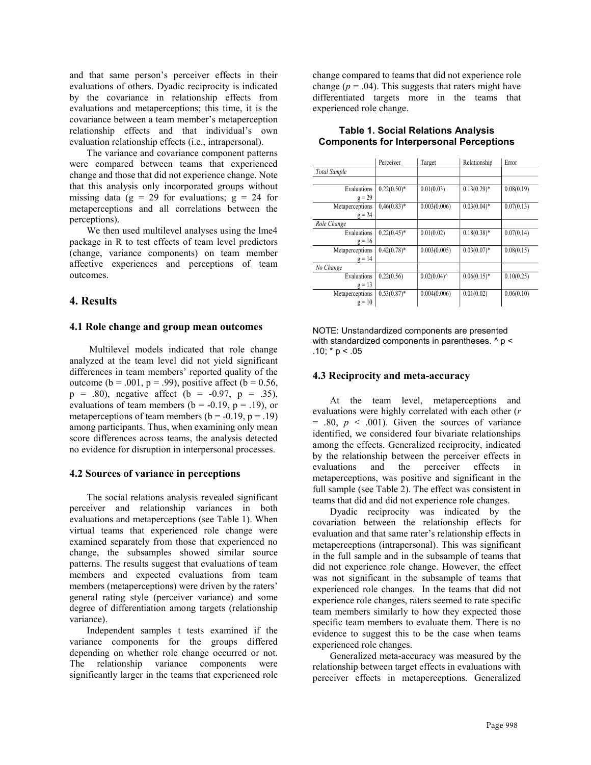and that same person's perceiver effects in their evaluations of others. Dyadic reciprocity is indicated by the covariance in relationship effects from evaluations and metaperceptions; this time, it is the covariance between a team member's metaperception relationship effects and that individual's own evaluation relationship effects (i.e., intrapersonal).

The variance and covariance component patterns were compared between teams that experienced change and those that did not experience change. Note that this analysis only incorporated groups without missing data (g = 29 for evaluations; g = 24 for metaperceptions and all correlations between the perceptions).

We then used multilevel analyses using the lme4 package in R to test effects of team level predictors (change, variance components) on team member affective experiences and perceptions of team outcomes.

# 4. Results

## 4.1 Role change and group mean outcomes

Multilevel models indicated that role change analyzed at the team level did not yield significant differences in team members' reported quality of the outcome (b = .001, p = .99), positive affect (b = 0.56, p = .80), negative affect (b = -0.97, p = .35), evaluations of team members (b = -0.19, p = .19), or metaperceptions of team members (b = -0.19, p = .19) among participants. Thus, when examining only mean score differences across teams, the analysis detected no evidence for disruption in interpersonal processes.

## 4.2 Sources of variance in perceptions

The social relations analysis revealed significant perceiver and relationship variances in both evaluations and metaperceptions (see Table 1). When virtual teams that experienced role change were examined separately from those that experienced no change, the subsamples showed similar source patterns. The results suggest that evaluations of team members and expected evaluations from team members (metaperceptions) were driven by the raters' general rating style (perceiver variance) and some degree of differentiation among targets (relationship variance).

Independent samples t tests examined if the variance components for the groups differed depending on whether role change occurred or not. The relationship variance components were significantly larger in the teams that experienced role change compared to teams that did not experience role change ($p$ = .04). This suggests that raters might have differentiated targets more in the teams that experienced role change.

**Table 1. Social Relations Analysis Components for Interpersonal Perceptions**

| | Perceiver | Target | Relationship | Error |
|---|---|---|---|---|
| *Total Sample* | | | | |
| Evaluations g = 29 | 0.22(0.50)* | 0.01(0.03) | 0.13(0.29)* | 0.08(0.19) |
| Metaperceptions g = 24 | 0,46(0.83)* | 0.003(0.006) | 0.03(0.04)* | 0.07(0.13) |
| *Role Change* | | | | |
| Evaluations g = 16 | 0.22(0.45)* | 0.01(0.02) | 0.18(0.38)* | 0.07(0.14) |
| Metaperceptions g = 14 | 0.42(0.78)* | 0.003(0.005) | 0.03(0.07)* | 0.08(0.15) |
| *No Change* | | | | |
| Evaluations g = 13 | 0.22(0.56) | 0.02(0.04)^ | 0.06(0.15)* | 0.10(0.25) |
| Metaperceptions g = 10 | 0.53(0.87)* | 0.004(0.006) | 0.01(0.02) | 0.06(0.10) |

NOTE: Unstandardized components are presented with standardized components in parentheses. ^ p < .10; * p < .05

## 4.3 Reciprocity and meta-accuracy

At the team level, metaperceptions and evaluations were highly correlated with each other ($r$ = .80, $p$ < .001). Given the sources of variance identified, we considered four bivariate relationships among the effects. Generalized reciprocity, indicated by the relationship between the perceiver effects in evaluations and the perceiver effects in metaperceptions, was positive and significant in the full sample (see Table 2). The effect was consistent in teams that did and did not experience role changes.

Dyadic reciprocity was indicated by the covariation between the relationship effects for evaluation and that same rater's relationship effects in metaperceptions (intrapersonal). This was significant in the full sample and in the subsample of teams that did not experience role change. However, the effect was not significant in the subsample of teams that experienced role changes. In the teams that did not experience role changes, raters seemed to rate specific team members similarly to how they expected those specific team members to evaluate them. There is no evidence to suggest this to be the case when teams experienced role changes.

Generalized meta-accuracy was measured by the relationship between target effects in evaluations with perceiver effects in metaperceptions. Generalized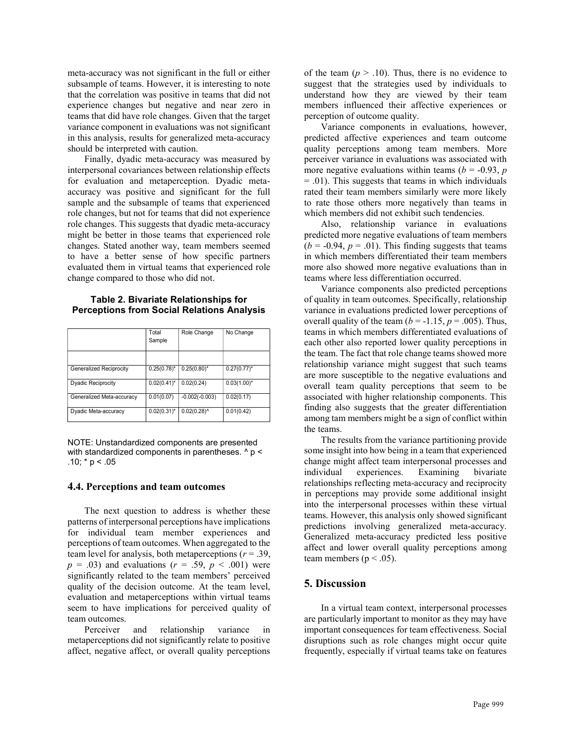meta-accuracy was not significant in the full or either subsample of teams. However, it is interesting to note that the correlation was positive in teams that did not experience changes but negative and near zero in teams that did have role changes. Given that the target variance component in evaluations was not significant in this analysis, results for generalized meta-accuracy should be interpreted with caution.

Finally, dyadic meta-accuracy was measured by interpersonal covariances between relationship effects for evaluation and metaperception. Dyadic meta-accuracy was positive and significant for the full sample and the subsample of teams that experienced role changes, but not for teams that did not experience role changes. This suggests that dyadic meta-accuracy might be better in those teams that experienced role changes. Stated another way, team members seemed to have a better sense of how specific partners evaluated them in virtual teams that experienced role change compared to those who did not.

**Table 2. Bivariate Relationships for Perceptions from Social Relations Analysis**

| | Total Sample | Role Change | No Change |
|---|---|---|---|
| | | | |
| Generalized Reciprocity | 0.25(0.78)* | 0.25(0.80)* | 0.27(0.77)* |
| Dyadic Reciprocity | 0.02(0.41)* | 0.02(0.24) | 0.03(1.00)* |
| Generalized Meta-accuracy | 0.01(0.07) | -0.002(-0.003) | 0.02(0.17) |
| Dyadic Meta-accuracy | 0.02(0.31)* | 0.02(0.28)^ | 0.01(0.42) |

NOTE: Unstandardized components are presented with standardized components in parentheses. ^ $p < .10$; * $p < .05$

### 4.4. Perceptions and team outcomes

The next question to address is whether these patterns of interpersonal perceptions have implications for individual team member experiences and perceptions of team outcomes. When aggregated to the team level for analysis, both metaperceptions ($r = .39$, $p = .03$) and evaluations ($r = .59$, $p < .001$) were significantly related to the team members' perceived quality of the decision outcome. At the team level, evaluation and metaperceptions within virtual teams seem to have implications for perceived quality of team outcomes.

Perceiver and relationship variance in metaperceptions did not significantly relate to positive affect, negative affect, or overall quality perceptions of the team ($p > .10$). Thus, there is no evidence to suggest that the strategies used by individuals to understand how they are viewed by their team members influenced their affective experiences or perception of outcome quality.

Variance components in evaluations, however, predicted affective experiences and team outcome quality perceptions among team members. More perceiver variance in evaluations was associated with more negative evaluations within teams ($b = -0.93$, $p = .01$). This suggests that teams in which individuals rated their team members similarly were more likely to rate those others more negatively than teams in which members did not exhibit such tendencies.

Also, relationship variance in evaluations predicted more negative evaluations of team members ($b = -0.94$, $p = .01$). This finding suggests that teams in which members differentiated their team members more also showed more negative evaluations than in teams where less differentiation occurred.

Variance components also predicted perceptions of quality in team outcomes. Specifically, relationship variance in evaluations predicted lower perceptions of overall quality of the team ($b = -1.15$, $p = .005$). Thus, teams in which members differentiated evaluations of each other also reported lower quality perceptions in the team. The fact that role change teams showed more relationship variance might suggest that such teams are more susceptible to the negative evaluations and overall team quality perceptions that seem to be associated with higher relationship components. This finding also suggests that the greater differentiation among tam members might be a sign of conflict within the teams.

The results from the variance partitioning provide some insight into how being in a team that experienced change might affect team interpersonal processes and individual experiences. Examining bivariate relationships reflecting meta-accuracy and reciprocity in perceptions may provide some additional insight into the interpersonal processes within these virtual teams. However, this analysis only showed significant predictions involving generalized meta-accuracy. Generalized meta-accuracy predicted less positive affect and lower overall quality perceptions among team members ($p < .05$).

## 5. Discussion

In a virtual team context, interpersonal processes are particularly important to monitor as they may have important consequences for team effectiveness. Social disruptions such as role changes might occur quite frequently, especially if virtual teams take on features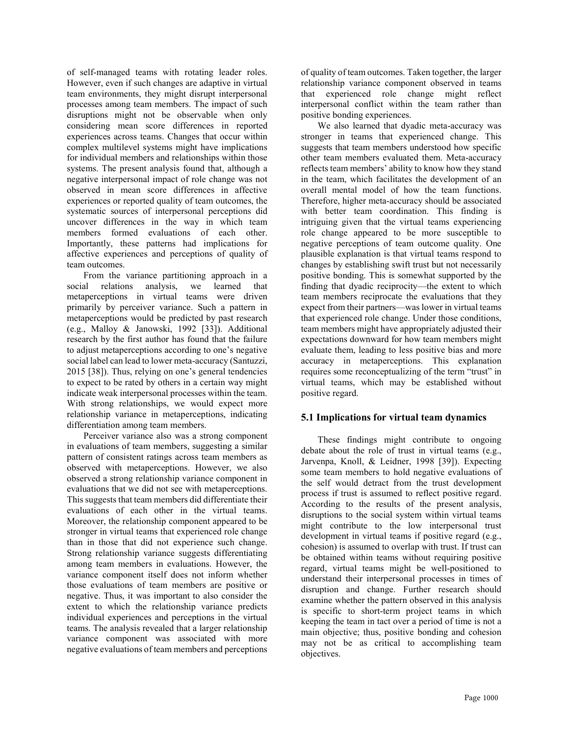of self-managed teams with rotating leader roles. However, even if such changes are adaptive in virtual team environments, they might disrupt interpersonal processes among team members. The impact of such disruptions might not be observable when only considering mean score differences in reported experiences across teams. Changes that occur within complex multilevel systems might have implications for individual members and relationships within those systems. The present analysis found that, although a negative interpersonal impact of role change was not observed in mean score differences in affective experiences or reported quality of team outcomes, the systematic sources of interpersonal perceptions did uncover differences in the way in which team members formed evaluations of each other. Importantly, these patterns had implications for affective experiences and perceptions of quality of team outcomes.

From the variance partitioning approach in a social relations analysis, we learned that metaperceptions in virtual teams were driven primarily by perceiver variance. Such a pattern in metaperceptions would be predicted by past research (e.g., Malloy & Janowski, 1992 [33]). Additional research by the first author has found that the failure to adjust metaperceptions according to one's negative social label can lead to lower meta-accuracy (Santuzzi, 2015 [38]). Thus, relying on one's general tendencies to expect to be rated by others in a certain way might indicate weak interpersonal processes within the team. With strong relationships, we would expect more relationship variance in metaperceptions, indicating differentiation among team members.

Perceiver variance also was a strong component in evaluations of team members, suggesting a similar pattern of consistent ratings across team members as observed with metaperceptions. However, we also observed a strong relationship variance component in evaluations that we did not see with metaperceptions. This suggests that team members did differentiate their evaluations of each other in the virtual teams. Moreover, the relationship component appeared to be stronger in virtual teams that experienced role change than in those that did not experience such change. Strong relationship variance suggests differentiating among team members in evaluations. However, the variance component itself does not inform whether those evaluations of team members are positive or negative. Thus, it was important to also consider the extent to which the relationship variance predicts individual experiences and perceptions in the virtual teams. The analysis revealed that a larger relationship variance component was associated with more negative evaluations of team members and perceptions of quality of team outcomes. Taken together, the larger relationship variance component observed in teams that experienced role change might reflect interpersonal conflict within the team rather than positive bonding experiences.

We also learned that dyadic meta-accuracy was stronger in teams that experienced change. This suggests that team members understood how specific other team members evaluated them. Meta-accuracy reflects team members' ability to know how they stand in the team, which facilitates the development of an overall mental model of how the team functions. Therefore, higher meta-accuracy should be associated with better team coordination. This finding is intriguing given that the virtual teams experiencing role change appeared to be more susceptible to negative perceptions of team outcome quality. One plausible explanation is that virtual teams respond to changes by establishing swift trust but not necessarily positive bonding. This is somewhat supported by the finding that dyadic reciprocity—the extent to which team members reciprocate the evaluations that they expect from their partners—was lower in virtual teams that experienced role change. Under those conditions, team members might have appropriately adjusted their expectations downward for how team members might evaluate them, leading to less positive bias and more accuracy in metaperceptions. This explanation requires some reconceptualizing of the term "trust" in virtual teams, which may be established without positive regard.

## 5.1 Implications for virtual team dynamics

These findings might contribute to ongoing debate about the role of trust in virtual teams (e.g., Jarvenpa, Knoll, & Leidner, 1998 [39]). Expecting some team members to hold negative evaluations of the self would detract from the trust development process if trust is assumed to reflect positive regard. According to the results of the present analysis, disruptions to the social system within virtual teams might contribute to the low interpersonal trust development in virtual teams if positive regard (e.g., cohesion) is assumed to overlap with trust. If trust can be obtained within teams without requiring positive regard, virtual teams might be well-positioned to understand their interpersonal processes in times of disruption and change. Further research should examine whether the pattern observed in this analysis is specific to short-term project teams in which keeping the team in tact over a period of time is not a main objective; thus, positive bonding and cohesion may not be as critical to accomplishing team objectives.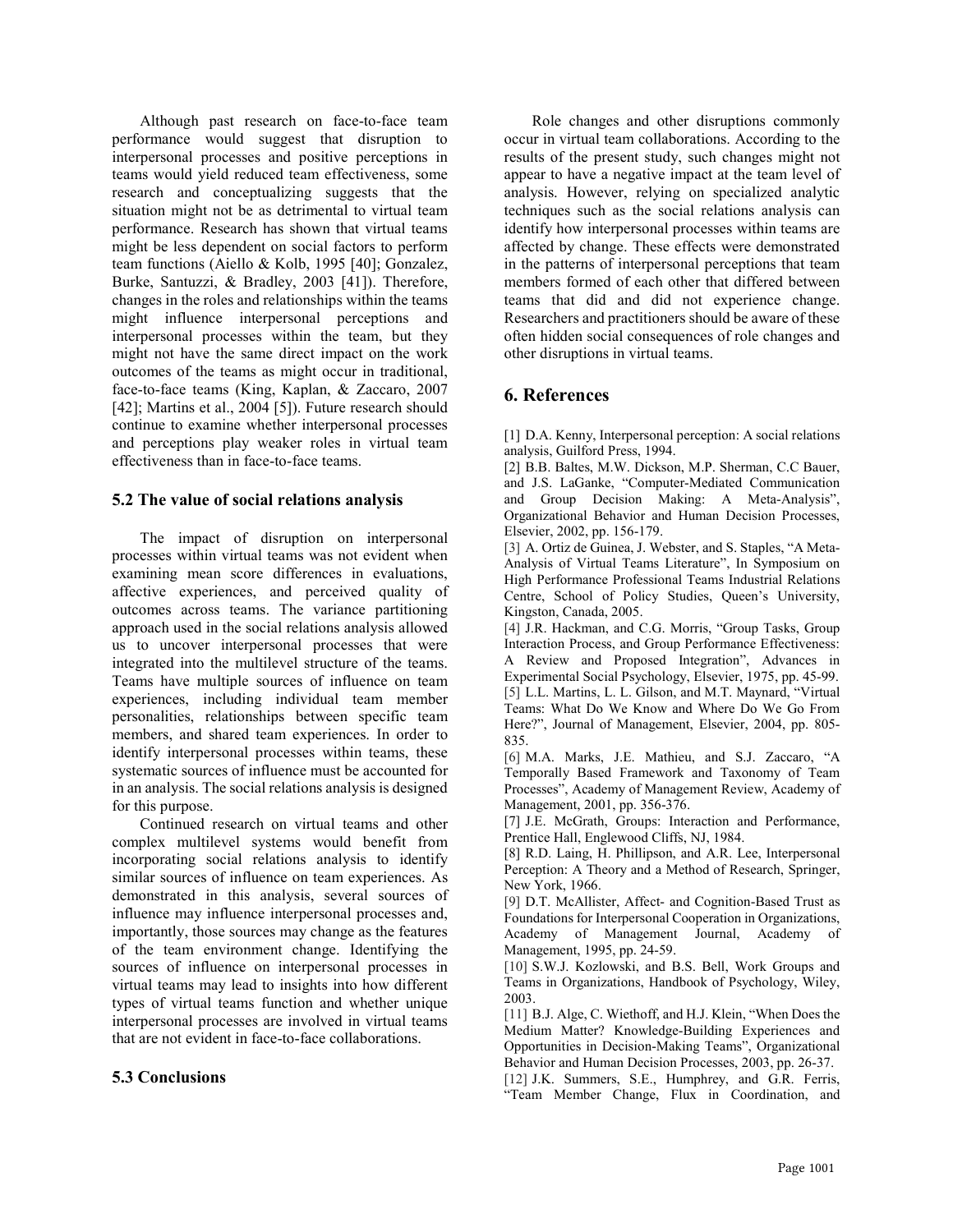Although past research on face-to-face team performance would suggest that disruption to interpersonal processes and positive perceptions in teams would yield reduced team effectiveness, some research and conceptualizing suggests that the situation might not be as detrimental to virtual team performance. Research has shown that virtual teams might be less dependent on social factors to perform team functions (Aiello & Kolb, 1995 [40]; Gonzalez, Burke, Santuzzi, & Bradley, 2003 [41]). Therefore, changes in the roles and relationships within the teams might influence interpersonal perceptions and interpersonal processes within the team, but they might not have the same direct impact on the work outcomes of the teams as might occur in traditional, face-to-face teams (King, Kaplan, & Zaccaro, 2007 [42]; Martins et al., 2004 [5]). Future research should continue to examine whether interpersonal processes and perceptions play weaker roles in virtual team effectiveness than in face-to-face teams.

### 5.2 The value of social relations analysis

The impact of disruption on interpersonal processes within virtual teams was not evident when examining mean score differences in evaluations, affective experiences, and perceived quality of outcomes across teams. The variance partitioning approach used in the social relations analysis allowed us to uncover interpersonal processes that were integrated into the multilevel structure of the teams. Teams have multiple sources of influence on team experiences, including individual team member personalities, relationships between specific team members, and shared team experiences. In order to identify interpersonal processes within teams, these systematic sources of influence must be accounted for in an analysis. The social relations analysis is designed for this purpose.

Continued research on virtual teams and other complex multilevel systems would benefit from incorporating social relations analysis to identify similar sources of influence on team experiences. As demonstrated in this analysis, several sources of influence may influence interpersonal processes and, importantly, those sources may change as the features of the team environment change. Identifying the sources of influence on interpersonal processes in virtual teams may lead to insights into how different types of virtual teams function and whether unique interpersonal processes are involved in virtual teams that are not evident in face-to-face collaborations.

### 5.3 Conclusions

Role changes and other disruptions commonly occur in virtual team collaborations. According to the results of the present study, such changes might not appear to have a negative impact at the team level of analysis. However, relying on specialized analytic techniques such as the social relations analysis can identify how interpersonal processes within teams are affected by change. These effects were demonstrated in the patterns of interpersonal perceptions that team members formed of each other that differed between teams that did and did not experience change. Researchers and practitioners should be aware of these often hidden social consequences of role changes and other disruptions in virtual teams.

## 6. References

[1] D.A. Kenny, Interpersonal perception: A social relations analysis, Guilford Press, 1994.

[2] B.B. Baltes, M.W. Dickson, M.P. Sherman, C.C Bauer, and J.S. LaGanke, "Computer-Mediated Communication and Group Decision Making: A Meta-Analysis", Organizational Behavior and Human Decision Processes, Elsevier, 2002, pp. 156-179.

[3] A. Ortiz de Guinea, J. Webster, and S. Staples, "A Meta-Analysis of Virtual Teams Literature", In Symposium on High Performance Professional Teams Industrial Relations Centre, School of Policy Studies, Queen's University, Kingston, Canada, 2005.

[4] J.R. Hackman, and C.G. Morris, "Group Tasks, Group Interaction Process, and Group Performance Effectiveness: A Review and Proposed Integration", Advances in Experimental Social Psychology, Elsevier, 1975, pp. 45-99.

[5] L.L. Martins, L. L. Gilson, and M.T. Maynard, "Virtual Teams: What Do We Know and Where Do We Go From Here?", Journal of Management, Elsevier, 2004, pp. 805-835.

[6] M.A. Marks, J.E. Mathieu, and S.J. Zaccaro, "A Temporally Based Framework and Taxonomy of Team Processes", Academy of Management Review, Academy of Management, 2001, pp. 356-376.

[7] J.E. McGrath, Groups: Interaction and Performance, Prentice Hall, Englewood Cliffs, NJ, 1984.

[8] R.D. Laing, H. Phillipson, and A.R. Lee, Interpersonal Perception: A Theory and a Method of Research, Springer, New York, 1966.

[9] D.T. McAllister, Affect- and Cognition-Based Trust as Foundations for Interpersonal Cooperation in Organizations, Academy of Management Journal, Academy of Management, 1995, pp. 24-59.

[10] S.W.J. Kozlowski, and B.S. Bell, Work Groups and Teams in Organizations, Handbook of Psychology, Wiley, 2003.

[11] B.J. Alge, C. Wiethoff, and H.J. Klein, "When Does the Medium Matter? Knowledge-Building Experiences and Opportunities in Decision-Making Teams", Organizational Behavior and Human Decision Processes, 2003, pp. 26-37.

[12] J.K. Summers, S.E., Humphrey, and G.R. Ferris, "Team Member Change, Flux in Coordination, and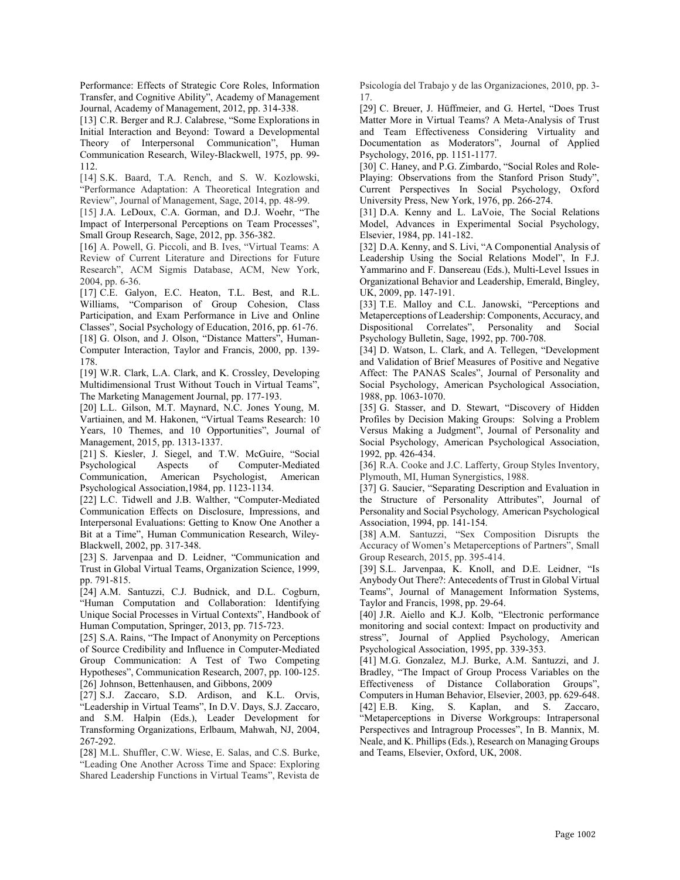Performance: Effects of Strategic Core Roles, Information Transfer, and Cognitive Ability", Academy of Management Journal, Academy of Management, 2012, pp. 314-338.

[13] C.R. Berger and R.J. Calabrese, "Some Explorations in Initial Interaction and Beyond: Toward a Developmental Theory of Interpersonal Communication", Human Communication Research, Wiley-Blackwell, 1975, pp. 99-112.

[14] S.K. Baard, T.A. Rench, and S. W. Kozlowski, "Performance Adaptation: A Theoretical Integration and Review", Journal of Management, Sage, 2014, pp. 48-99.

[15] J.A. LeDoux, C.A. Gorman, and D.J. Woehr, "The Impact of Interpersonal Perceptions on Team Processes", Small Group Research, Sage, 2012, pp. 356-382.

[16] A. Powell, G. Piccoli, and B. Ives, "Virtual Teams: A Review of Current Literature and Directions for Future Research", ACM Sigmis Database, ACM, New York, 2004, pp. 6-36.

[17] C.E. Galyon, E.C. Heaton, T.L. Best, and R.L. Williams, "Comparison of Group Cohesion, Class Participation, and Exam Performance in Live and Online Classes", Social Psychology of Education, 2016, pp. 61-76.

[18] G. Olson, and J. Olson, "Distance Matters", Human-Computer Interaction, Taylor and Francis, 2000, pp. 139-178.

[19] W.R. Clark, L.A. Clark, and K. Crossley, Developing Multidimensional Trust Without Touch in Virtual Teams", The Marketing Management Journal, pp. 177-193.

[20] L.L. Gilson, M.T. Maynard, N.C. Jones Young, M. Vartiainen, and M. Hakonen, "Virtual Teams Research: 10 Years, 10 Themes, and 10 Opportunities", Journal of Management, 2015, pp. 1313-1337.

[21] S. Kiesler, J. Siegel, and T.W. McGuire, "Social Psychological Aspects of Computer-Mediated Communication, American Psychologist, American Psychological Association,1984, pp. 1123-1134.

[22] L.C. Tidwell and J.B. Walther, "Computer-Mediated Communication Effects on Disclosure, Impressions, and Interpersonal Evaluations: Getting to Know One Another a Bit at a Time", Human Communication Research, Wiley-Blackwell, 2002, pp. 317-348.

[23] S. Jarvenpaa and D. Leidner, "Communication and Trust in Global Virtual Teams, Organization Science, 1999, pp. 791-815.

[24] A.M. Santuzzi, C.J. Budnick, and D.L. Cogburn, "Human Computation and Collaboration: Identifying Unique Social Processes in Virtual Contexts", Handbook of Human Computation, Springer, 2013, pp. 715-723.

[25] S.A. Rains, "The Impact of Anonymity on Perceptions of Source Credibility and Influence in Computer-Mediated Group Communication: A Test of Two Competing Hypotheses", Communication Research, 2007, pp. 100-125.

[26] Johnson, Bettenhausen, and Gibbons, 2009

[27] S.J. Zaccaro, S.D. Ardison, and K.L. Orvis, "Leadership in Virtual Teams", In D.V. Days, S.J. Zaccaro, and S.M. Halpin (Eds.), Leader Development for Transforming Organizations, Erlbaum, Mahwah, NJ, 2004, 267-292.

[28] M.L. Shuffler, C.W. Wiese, E. Salas, and C.S. Burke, "Leading One Another Across Time and Space: Exploring Shared Leadership Functions in Virtual Teams", Revista de Psicología del Trabajo y de las Organizaciones, 2010, pp. 3-17.

[29] C. Breuer, J. Hüffmeier, and G. Hertel, "Does Trust Matter More in Virtual Teams? A Meta-Analysis of Trust and Team Effectiveness Considering Virtuality and Documentation as Moderators", Journal of Applied Psychology, 2016, pp. 1151-1177.

[30] C. Haney, and P.G. Zimbardo, "Social Roles and Role-Playing: Observations from the Stanford Prison Study", Current Perspectives In Social Psychology, Oxford University Press, New York, 1976, pp. 266-274.

[31] D.A. Kenny and L. LaVoie, The Social Relations Model, Advances in Experimental Social Psychology, Elsevier, 1984, pp. 141-182.

[32] D.A. Kenny, and S. Livi, "A Componential Analysis of Leadership Using the Social Relations Model", In F.J. Yammarino and F. Dansereau (Eds.), Multi-Level Issues in Organizational Behavior and Leadership, Emerald, Bingley, UK, 2009, pp. 147-191.

[33] T.E. Malloy and C.L. Janowski, "Perceptions and Metaperceptions of Leadership: Components, Accuracy, and Dispositional Correlates", Personality and Social Psychology Bulletin, Sage, 1992, pp. 700-708.

[34] D. Watson, L. Clark, and A. Tellegen, "Development and Validation of Brief Measures of Positive and Negative Affect: The PANAS Scales", Journal of Personality and Social Psychology, American Psychological Association, 1988, pp. 1063-1070.

[35] G. Stasser, and D. Stewart, "Discovery of Hidden Profiles by Decision Making Groups: Solving a Problem Versus Making a Judgment", Journal of Personality and Social Psychology, American Psychological Association, 1992, pp. 426-434.

[36] R.A. Cooke and J.C. Lafferty, Group Styles Inventory, Plymouth, MI, Human Synergistics, 1988.

[37] G. Saucier, "Separating Description and Evaluation in the Structure of Personality Attributes", Journal of Personality and Social Psychology, American Psychological Association, 1994, pp. 141-154.

[38] A.M. Santuzzi, "Sex Composition Disrupts the Accuracy of Women's Metaperceptions of Partners", Small Group Research, 2015, pp. 395-414.

[39] S.L. Jarvenpaa, K. Knoll, and D.E. Leidner, "Is Anybody Out There?: Antecedents of Trust in Global Virtual Teams", Journal of Management Information Systems, Taylor and Francis, 1998, pp. 29-64.

[40] J.R. Aiello and K.J. Kolb, "Electronic performance monitoring and social context: Impact on productivity and stress", Journal of Applied Psychology, American Psychological Association, 1995, pp. 339-353.

[41] M.G. Gonzalez, M.J. Burke, A.M. Santuzzi, and J. Bradley, "The Impact of Group Process Variables on the Effectiveness of Distance Collaboration Groups", Computers in Human Behavior, Elsevier, 2003, pp. 629-648.

[42] E.B. King, S. Kaplan, and S. Zaccaro, "Metaperceptions in Diverse Workgroups: Intrapersonal Perspectives and Intragroup Processes", In B. Mannix, M. Neale, and K. Phillips (Eds.), Research on Managing Groups and Teams, Elsevier, Oxford, UK, 2008.